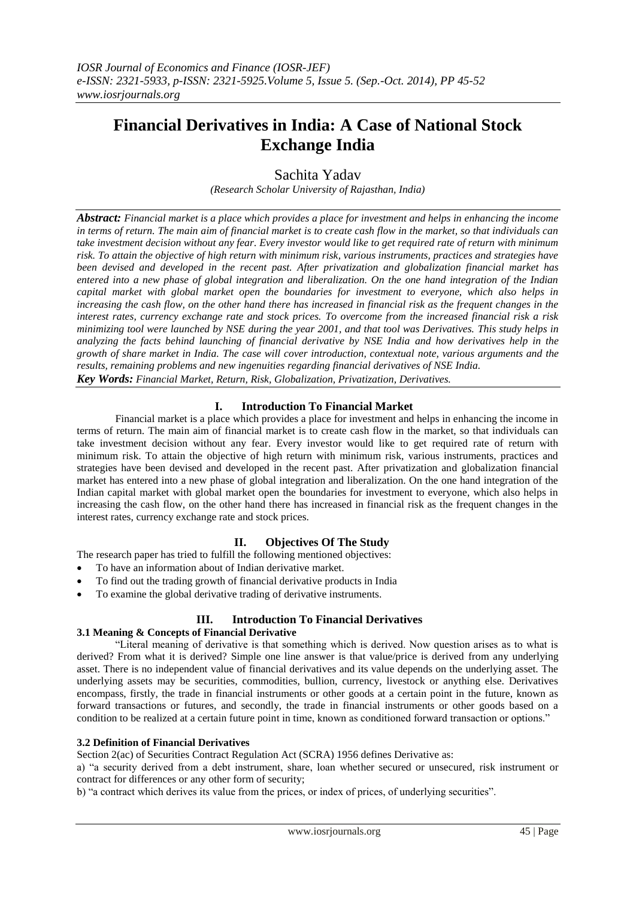# Financial Derivatives in India: A Case of National Stock Exchange India

Sachita Yadav

*(Research Scholar University of Rajasthan, India)*

***Abstract:*** *Financial market is a place which provides a place for investment and helps in enhancing the income in terms of return. The main aim of financial market is to create cash flow in the market, so that individuals can take investment decision without any fear. Every investor would like to get required rate of return with minimum risk. To attain the objective of high return with minimum risk, various instruments, practices and strategies have been devised and developed in the recent past. After privatization and globalization financial market has entered into a new phase of global integration and liberalization. On the one hand integration of the Indian capital market with global market open the boundaries for investment to everyone, which also helps in increasing the cash flow, on the other hand there has increased in financial risk as the frequent changes in the interest rates, currency exchange rate and stock prices. To overcome from the increased financial risk a risk minimizing tool were launched by NSE during the year 2001, and that tool was Derivatives. This study helps in analyzing the facts behind launching of financial derivative by NSE India and how derivatives help in the growth of share market in India. The case will cover introduction, contextual note, various arguments and the results, remaining problems and new ingenuities regarding financial derivatives of NSE India.*

***Key Words:*** *Financial Market, Return, Risk, Globalization, Privatization, Derivatives.*

## I. Introduction To Financial Market

Financial market is a place which provides a place for investment and helps in enhancing the income in terms of return. The main aim of financial market is to create cash flow in the market, so that individuals can take investment decision without any fear. Every investor would like to get required rate of return with minimum risk. To attain the objective of high return with minimum risk, various instruments, practices and strategies have been devised and developed in the recent past. After privatization and globalization financial market has entered into a new phase of global integration and liberalization. On the one hand integration of the Indian capital market with global market open the boundaries for investment to everyone, which also helps in increasing the cash flow, on the other hand there has increased in financial risk as the frequent changes in the interest rates, currency exchange rate and stock prices.

## II. Objectives Of The Study

The research paper has tried to fulfill the following mentioned objectives:

- To have an information about of Indian derivative market.
- To find out the trading growth of financial derivative products in India
- To examine the global derivative trading of derivative instruments.

## III. Introduction To Financial Derivatives

### 3.1 Meaning & Concepts of Financial Derivative

"Literal meaning of derivative is that something which is derived. Now question arises as to what is derived? From what it is derived? Simple one line answer is that value/price is derived from any underlying asset. There is no independent value of financial derivatives and its value depends on the underlying asset. The underlying assets may be securities, commodities, bullion, currency, livestock or anything else. Derivatives encompass, firstly, the trade in financial instruments or other goods at a certain point in the future, known as forward transactions or futures, and secondly, the trade in financial instruments or other goods based on a condition to be realized at a certain future point in time, known as conditioned forward transaction or options."

### 3.2 Definition of Financial Derivatives

Section 2(ac) of Securities Contract Regulation Act (SCRA) 1956 defines Derivative as:

a) "a security derived from a debt instrument, share, loan whether secured or unsecured, risk instrument or contract for differences or any other form of security;

b) "a contract which derives its value from the prices, or index of prices, of underlying securities".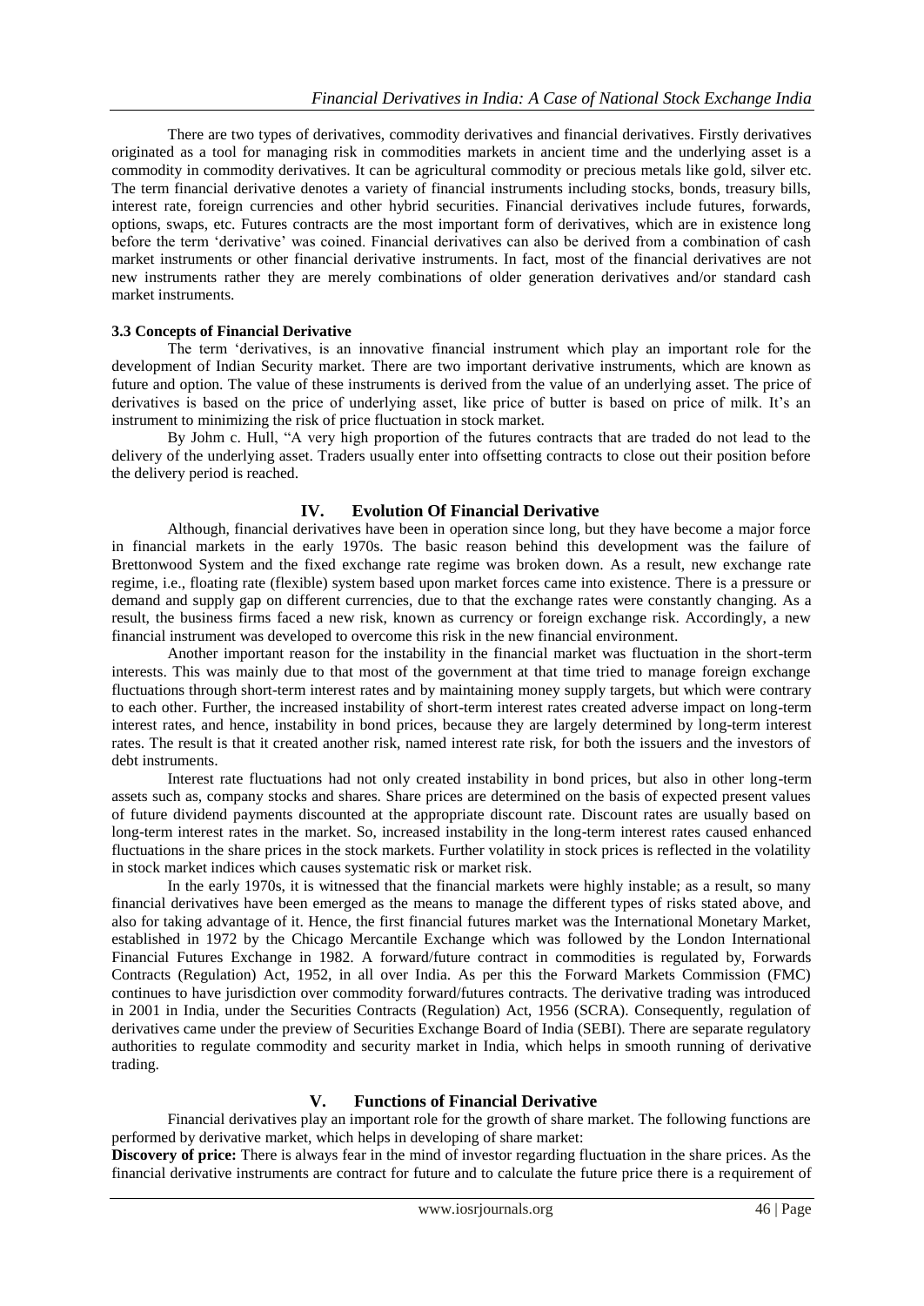There are two types of derivatives, commodity derivatives and financial derivatives. Firstly derivatives originated as a tool for managing risk in commodities markets in ancient time and the underlying asset is a commodity in commodity derivatives. It can be agricultural commodity or precious metals like gold, silver etc. The term financial derivative denotes a variety of financial instruments including stocks, bonds, treasury bills, interest rate, foreign currencies and other hybrid securities. Financial derivatives include futures, forwards, options, swaps, etc. Futures contracts are the most important form of derivatives, which are in existence long before the term 'derivative' was coined. Financial derivatives can also be derived from a combination of cash market instruments or other financial derivative instruments. In fact, most of the financial derivatives are not new instruments rather they are merely combinations of older generation derivatives and/or standard cash market instruments.

### 3.3 Concepts of Financial Derivative

The term 'derivatives, is an innovative financial instrument which play an important role for the development of Indian Security market. There are two important derivative instruments, which are known as future and option. The value of these instruments is derived from the value of an underlying asset. The price of derivatives is based on the price of underlying asset, like price of butter is based on price of milk. It's an instrument to minimizing the risk of price fluctuation in stock market.

By Johm c. Hull, "A very high proportion of the futures contracts that are traded do not lead to the delivery of the underlying asset. Traders usually enter into offsetting contracts to close out their position before the delivery period is reached.

## IV. Evolution Of Financial Derivative

Although, financial derivatives have been in operation since long, but they have become a major force in financial markets in the early 1970s. The basic reason behind this development was the failure of Brettonwood System and the fixed exchange rate regime was broken down. As a result, new exchange rate regime, i.e., floating rate (flexible) system based upon market forces came into existence. There is a pressure or demand and supply gap on different currencies, due to that the exchange rates were constantly changing. As a result, the business firms faced a new risk, known as currency or foreign exchange risk. Accordingly, a new financial instrument was developed to overcome this risk in the new financial environment.

Another important reason for the instability in the financial market was fluctuation in the short-term interests. This was mainly due to that most of the government at that time tried to manage foreign exchange fluctuations through short-term interest rates and by maintaining money supply targets, but which were contrary to each other. Further, the increased instability of short-term interest rates created adverse impact on long-term interest rates, and hence, instability in bond prices, because they are largely determined by long-term interest rates. The result is that it created another risk, named interest rate risk, for both the issuers and the investors of debt instruments.

Interest rate fluctuations had not only created instability in bond prices, but also in other long-term assets such as, company stocks and shares. Share prices are determined on the basis of expected present values of future dividend payments discounted at the appropriate discount rate. Discount rates are usually based on long-term interest rates in the market. So, increased instability in the long-term interest rates caused enhanced fluctuations in the share prices in the stock markets. Further volatility in stock prices is reflected in the volatility in stock market indices which causes systematic risk or market risk.

In the early 1970s, it is witnessed that the financial markets were highly instable; as a result, so many financial derivatives have been emerged as the means to manage the different types of risks stated above, and also for taking advantage of it. Hence, the first financial futures market was the International Monetary Market, established in 1972 by the Chicago Mercantile Exchange which was followed by the London International Financial Futures Exchange in 1982. A forward/future contract in commodities is regulated by, Forwards Contracts (Regulation) Act, 1952, in all over India. As per this the Forward Markets Commission (FMC) continues to have jurisdiction over commodity forward/futures contracts. The derivative trading was introduced in 2001 in India, under the Securities Contracts (Regulation) Act, 1956 (SCRA). Consequently, regulation of derivatives came under the preview of Securities Exchange Board of India (SEBI). There are separate regulatory authorities to regulate commodity and security market in India, which helps in smooth running of derivative trading.

## V. Functions of Financial Derivative

Financial derivatives play an important role for the growth of share market. The following functions are performed by derivative market, which helps in developing of share market:

**Discovery of price:** There is always fear in the mind of investor regarding fluctuation in the share prices. As the financial derivative instruments are contract for future and to calculate the future price there is a requirement of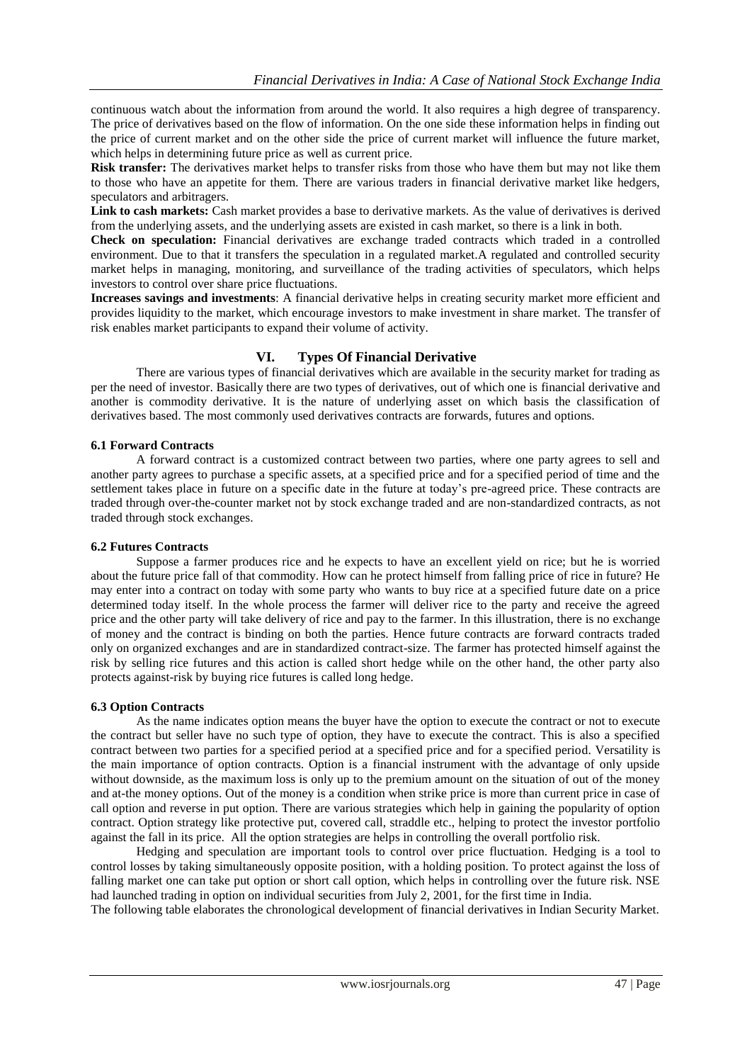continuous watch about the information from around the world. It also requires a high degree of transparency. The price of derivatives based on the flow of information. On the one side these information helps in finding out the price of current market and on the other side the price of current market will influence the future market, which helps in determining future price as well as current price.

**Risk transfer:** The derivatives market helps to transfer risks from those who have them but may not like them to those who have an appetite for them. There are various traders in financial derivative market like hedgers, speculators and arbitragers.

**Link to cash markets:** Cash market provides a base to derivative markets. As the value of derivatives is derived from the underlying assets, and the underlying assets are existed in cash market, so there is a link in both.

**Check on speculation:** Financial derivatives are exchange traded contracts which traded in a controlled environment. Due to that it transfers the speculation in a regulated market.A regulated and controlled security market helps in managing, monitoring, and surveillance of the trading activities of speculators, which helps investors to control over share price fluctuations.

**Increases savings and investments**: A financial derivative helps in creating security market more efficient and provides liquidity to the market, which encourage investors to make investment in share market. The transfer of risk enables market participants to expand their volume of activity.

## VI. Types Of Financial Derivative

There are various types of financial derivatives which are available in the security market for trading as per the need of investor. Basically there are two types of derivatives, out of which one is financial derivative and another is commodity derivative. It is the nature of underlying asset on which basis the classification of derivatives based. The most commonly used derivatives contracts are forwards, futures and options.

### 6.1 Forward Contracts

A forward contract is a customized contract between two parties, where one party agrees to sell and another party agrees to purchase a specific assets, at a specified price and for a specified period of time and the settlement takes place in future on a specific date in the future at today's pre-agreed price. These contracts are traded through over-the-counter market not by stock exchange traded and are non-standardized contracts, as not traded through stock exchanges.

### 6.2 Futures Contracts

Suppose a farmer produces rice and he expects to have an excellent yield on rice; but he is worried about the future price fall of that commodity. How can he protect himself from falling price of rice in future? He may enter into a contract on today with some party who wants to buy rice at a specified future date on a price determined today itself. In the whole process the farmer will deliver rice to the party and receive the agreed price and the other party will take delivery of rice and pay to the farmer. In this illustration, there is no exchange of money and the contract is binding on both the parties. Hence future contracts are forward contracts traded only on organized exchanges and are in standardized contract-size. The farmer has protected himself against the risk by selling rice futures and this action is called short hedge while on the other hand, the other party also protects against-risk by buying rice futures is called long hedge.

### 6.3 Option Contracts

As the name indicates option means the buyer have the option to execute the contract or not to execute the contract but seller have no such type of option, they have to execute the contract. This is also a specified contract between two parties for a specified period at a specified price and for a specified period. Versatility is the main importance of option contracts. Option is a financial instrument with the advantage of only upside without downside, as the maximum loss is only up to the premium amount on the situation of out of the money and at-the money options. Out of the money is a condition when strike price is more than current price in case of call option and reverse in put option. There are various strategies which help in gaining the popularity of option contract. Option strategy like protective put, covered call, straddle etc., helping to protect the investor portfolio against the fall in its price. All the option strategies are helps in controlling the overall portfolio risk.

Hedging and speculation are important tools to control over price fluctuation. Hedging is a tool to control losses by taking simultaneously opposite position, with a holding position. To protect against the loss of falling market one can take put option or short call option, which helps in controlling over the future risk. NSE had launched trading in option on individual securities from July 2, 2001, for the first time in India.

The following table elaborates the chronological development of financial derivatives in Indian Security Market.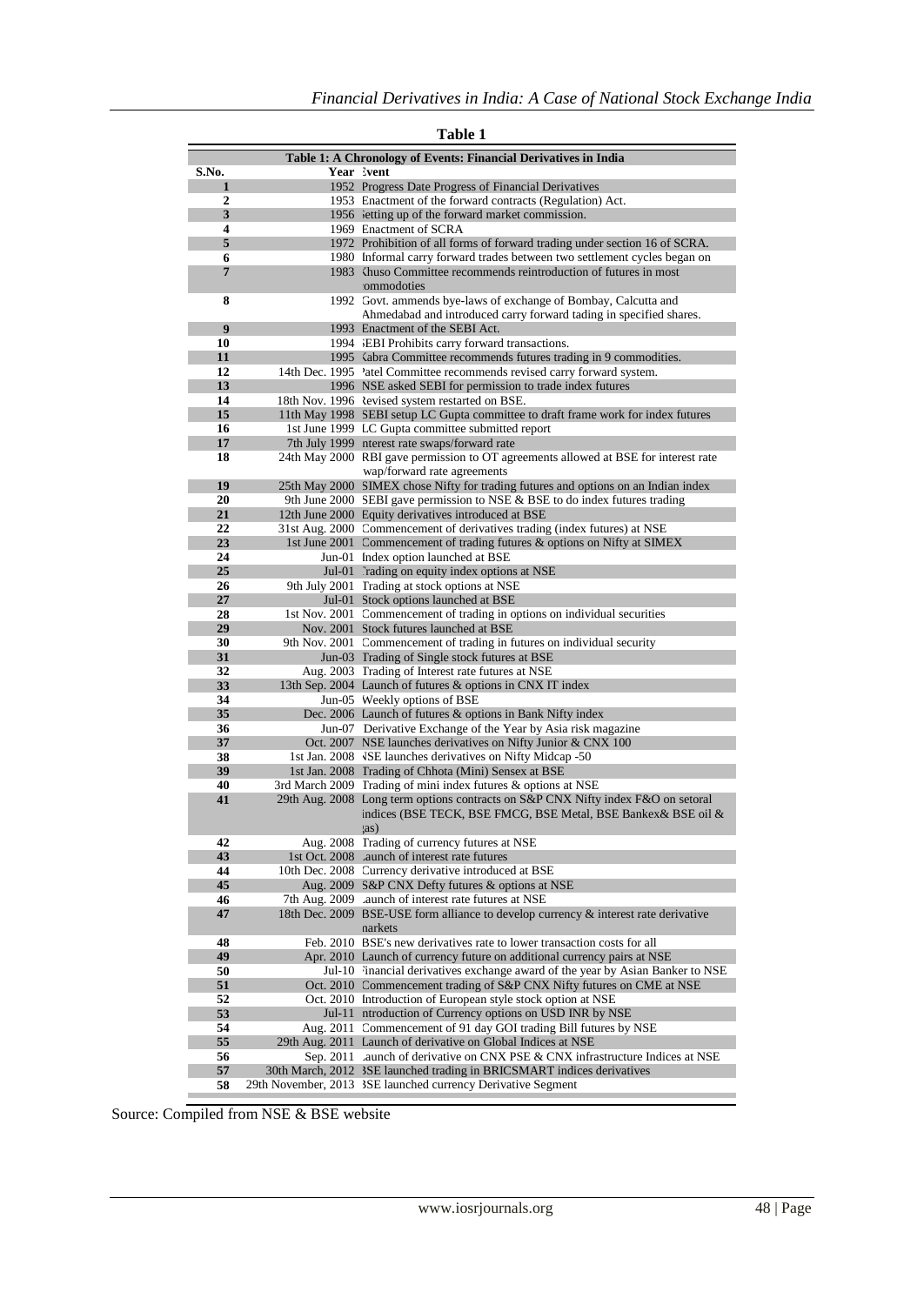**Table 1**

| Table 1: A Chronology of Events: Financial Derivatives in India | | |
|---|---|---|
| **S.No.** | **Year** | **Event** |
| **1** | 1952 | Progress Date Progress of Financial Derivatives |
| **2** | 1953 | Enactment of the forward contracts (Regulation) Act. |
| **3** | 1956 | setting up of the forward market commission. |
| **4** | 1969 | Enactment of SCRA |
| **5** | 1972 | Prohibition of all forms of forward trading under section 16 of SCRA. |
| **6** | 1980 | Informal carry forward trades between two settlement cycles began on |
| **7** | 1983 | Khuso Committee recommends reintroduction of futures in most commodoties |
| **8** | 1992 | Govt. ammends bye-laws of exchange of Bombay, Calcutta and Ahmedabad and introduced carry forward tading in specified shares. |
| **9** | 1993 | Enactment of the SEBI Act. |
| **10** | 1994 | SEBI Prohibits carry forward transactions. |
| **11** | 1995 | Kabra Committee recommends futures trading in 9 commodities. |
| **12** | 14th Dec. 1995 | Patel Committee recommends revised carry forward system. |
| **13** | 1996 | NSE asked SEBI for permission to trade index futures |
| **14** | 18th Nov. 1996 | Revised system restarted on BSE. |
| **15** | 11th May 1998 | SEBI setup LC Gupta committee to draft frame work for index futures |
| **16** | 1st June 1999 | LC Gupta committee submitted report |
| **17** | 7th July 1999 | Interest rate swaps/forward rate |
| **18** | 24th May 2000 | RBI gave permission to OT agreements allowed at BSE for interest rate swap/forward rate agreements |
| **19** | 25th May 2000 | SIMEX chose Nifty for trading futures and options on an Indian index |
| **20** | 9th June 2000 | SEBI gave permission to NSE & BSE to do index futures trading |
| **21** | 12th June 2000 | Equity derivatives introduced at BSE |
| **22** | 31st Aug. 2000 | Commencement of derivatives trading (index futures) at NSE |
| **23** | 1st June 2001 | Commencement of trading futures & options on Nifty at SIMEX |
| **24** | Jun-01 | Index option launched at BSE |
| **25** | Jul-01 | Trading on equity index options at NSE |
| **26** | 9th July 2001 | Trading at stock options at NSE |
| **27** | Jul-01 | Stock options launched at BSE |
| **28** | 1st Nov. 2001 | Commencement of trading in options on individual securities |
| **29** | Nov. 2001 | Stock futures launched at BSE |
| **30** | 9th Nov. 2001 | Commencement of trading in futures on individual security |
| **31** | Jun-03 | Trading of Single stock futures at BSE |
| **32** | Aug. 2003 | Trading of Interest rate futures at NSE |
| **33** | 13th Sep. 2004 | Launch of futures & options in CNX IT index |
| **34** | Jun-05 | Weekly options of BSE |
| **35** | Dec. 2006 | Launch of futures & options in Bank Nifty index |
| **36** | Jun-07 | Derivative Exchange of the Year by Asia risk magazine |
| **37** | Oct. 2007 | NSE launches derivatives on Nifty Junior & CNX 100 |
| **38** | 1st Jan. 2008 | NSE launches derivatives on Nifty Midcap -50 |
| **39** | 1st Jan. 2008 | Trading of Chhota (Mini) Sensex at BSE |
| **40** | 3rd March 2009 | Trading of mini index futures & options at NSE |
| **41** | 29th Aug. 2008 | Long term options contracts on S&P CNX Nifty index F&O on setoral indices (BSE TECK, BSE FMCG, BSE Metal, BSE Bankex& BSE oil & gas) |
| **42** | Aug. 2008 | Trading of currency futures at NSE |
| **43** | 1st Oct. 2008 | Launch of interest rate futures |
| **44** | 10th Dec. 2008 | Currency derivative introduced at BSE |
| **45** | Aug. 2009 | S&P CNX Defty futures & options at NSE |
| **46** | 7th Aug. 2009 | Launch of interest rate futures at NSE |
| **47** | 18th Dec. 2009 | BSE-USE form alliance to develop currency & interest rate derivative markets |
| **48** | Feb. 2010 | BSE's new derivatives rate to lower transaction costs for all |
| **49** | Apr. 2010 | Launch of currency future on additional currency pairs at NSE |
| **50** | Jul-10 | Financial derivatives exchange award of the year by Asian Banker to NSE |
| **51** | Oct. 2010 | Commencement trading of S&P CNX Nifty futures on CME at NSE |
| **52** | Oct. 2010 | Introduction of European style stock option at NSE |
| **53** | Jul-11 | Introduction of Currency options on USD INR by NSE |
| **54** | Aug. 2011 | Commencement of 91 day GOI trading Bill futures by NSE |
| **55** | 29th Aug. 2011 | Launch of derivative on Global Indices at NSE |
| **56** | Sep. 2011 | Launch of derivative on CNX PSE & CNX infrastructure Indices at NSE |
| **57** | 30th March, 2012 | BSE launched trading in BRICSMART indices derivatives |
| **58** | 29th November, 2013 | BSE launched currency Derivative Segment |

Source: Compiled from NSE & BSE website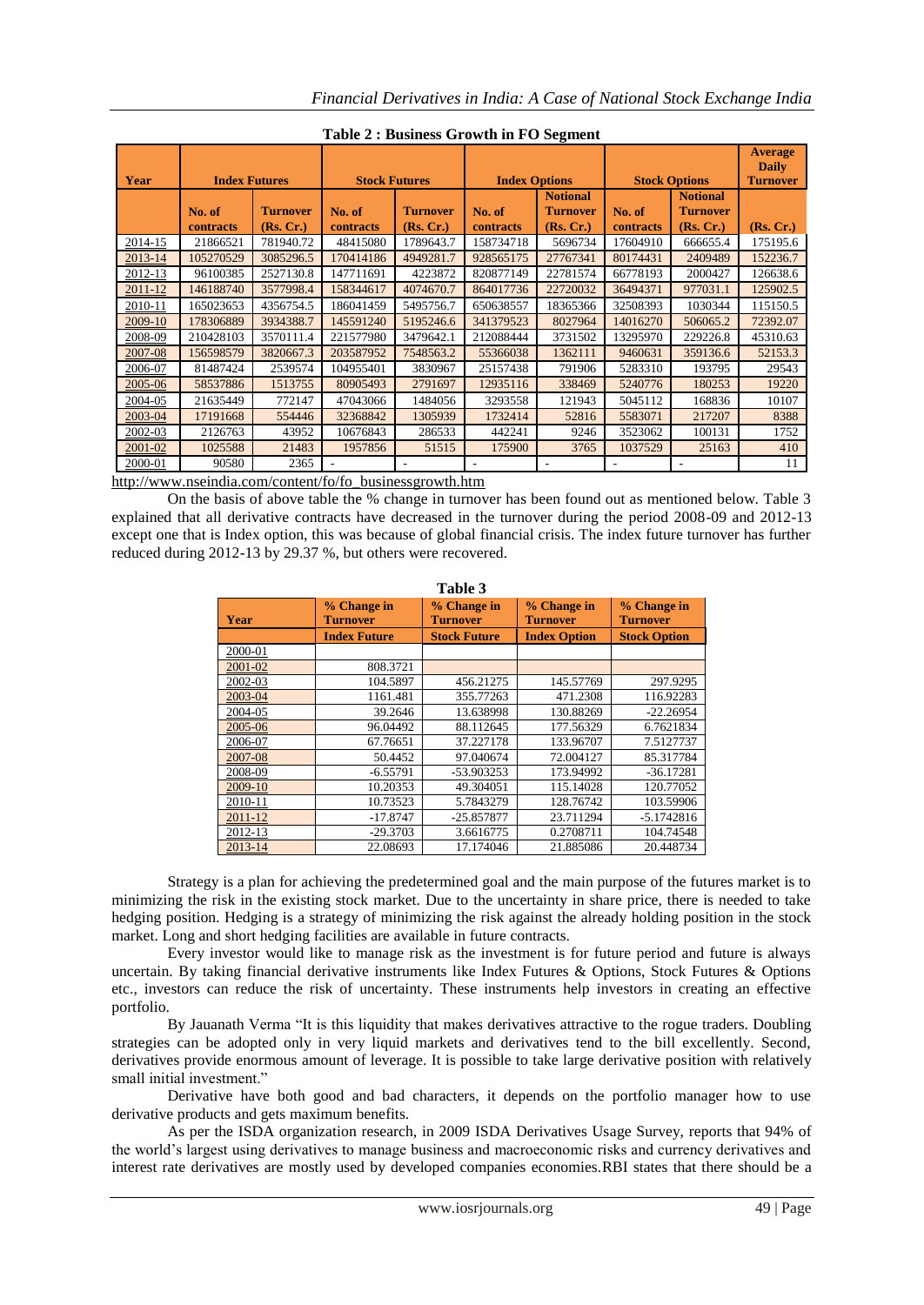**Table 2 : Business Growth in FO Segment**

| Year | Index Futures | | Stock Futures | | Index Options | | Stock Options | | Average Daily Turnover |
|---|---|---|---|---|---|---|---|---|---|
| | No. of contracts | Turnover (Rs. Cr.) | No. of contracts | Turnover (Rs. Cr.) | No. of contracts | Notional Turnover (Rs. Cr.) | No. of contracts | Notional Turnover (Rs. Cr.) | (Rs. Cr.) |
| 2014-15 | 21866521 | 781940.72 | 48415080 | 1789643.7 | 158734718 | 5696734 | 17604910 | 666655.4 | 175195.6 |
| 2013-14 | 105270529 | 3085296.5 | 170414186 | 4949281.7 | 928565175 | 27767341 | 80174431 | 2409489 | 152236.7 |
| 2012-13 | 96100385 | 2527130.8 | 147711691 | 4223872 | 820877149 | 22781574 | 66778193 | 2000427 | 126638.6 |
| 2011-12 | 146188740 | 3577998.4 | 158344617 | 4074670.7 | 864017736 | 22720032 | 36494371 | 977031.1 | 125902.5 |
| 2010-11 | 165023653 | 4356754.5 | 186041459 | 5495756.7 | 650638557 | 18365366 | 32508393 | 1030344 | 115150.5 |
| 2009-10 | 178306889 | 3934388.7 | 145591240 | 5195246.6 | 341379523 | 8027964 | 14016270 | 506065.2 | 72392.07 |
| 2008-09 | 210428103 | 3570111.4 | 221577980 | 3479642.1 | 212088444 | 3731502 | 13295970 | 229226.8 | 45310.63 |
| 2007-08 | 156598579 | 3820667.3 | 203587952 | 7548563.2 | 55366038 | 1362111 | 9460631 | 359136.6 | 52153.3 |
| 2006-07 | 81487424 | 2539574 | 104955401 | 3830967 | 25157438 | 791906 | 5283310 | 193795 | 29543 |
| 2005-06 | 58537886 | 1513755 | 80905493 | 2791697 | 12935116 | 338469 | 5240776 | 180253 | 19220 |
| 2004-05 | 21635449 | 772147 | 47043066 | 1484056 | 3293558 | 121943 | 5045112 | 168836 | 10107 |
| 2003-04 | 17191668 | 554446 | 32368842 | 1305939 | 1732414 | 52816 | 5583071 | 217207 | 8388 |
| 2002-03 | 2126763 | 43952 | 10676843 | 286533 | 442241 | 9246 | 3523062 | 100131 | 1752 |
| 2001-02 | 1025588 | 21483 | 1957856 | 51515 | 175900 | 3765 | 1037529 | 25163 | 410 |
| 2000-01 | 90580 | 2365 | - | - | - | - | - | - | 11 |

http://www.nseindia.com/content/fo/fo_businessgrowth.htm

On the basis of above table the % change in turnover has been found out as mentioned below. Table 3 explained that all derivative contracts have decreased in the turnover during the period 2008-09 and 2012-13 except one that is Index option, this was because of global financial crisis. The index future turnover has further reduced during 2012-13 by 29.37 %, but others were recovered.

**Table 3**

| Year | % Change in Turnover | % Change in Turnover | % Change in Turnover | % Change in Turnover |
|---|---|---|---|---|
| | Index Future | Stock Future | Index Option | Stock Option |
| 2000-01 | | | | |
| 2001-02 | 808.3721 | | | |
| 2002-03 | 104.5897 | 456.21275 | 145.57769 | 297.9295 |
| 2003-04 | 1161.481 | 355.77263 | 471.2308 | 116.92283 |
| 2004-05 | 39.2646 | 13.638998 | 130.88269 | -22.26954 |
| 2005-06 | 96.04492 | 88.112645 | 177.56329 | 6.7621834 |
| 2006-07 | 67.76651 | 37.227178 | 133.96707 | 7.5127737 |
| 2007-08 | 50.4452 | 97.040674 | 72.004127 | 85.317784 |
| 2008-09 | -6.55791 | -53.903253 | 173.94992 | -36.17281 |
| 2009-10 | 10.20353 | 49.304051 | 115.14028 | 120.77052 |
| 2010-11 | 10.73523 | 5.7843279 | 128.76742 | 103.59906 |
| 2011-12 | -17.8747 | -25.857877 | 23.711294 | -5.1742816 |
| 2012-13 | -29.3703 | 3.6616775 | 0.2708711 | 104.74548 |
| 2013-14 | 22.08693 | 17.174046 | 21.885086 | 20.448734 |

Strategy is a plan for achieving the predetermined goal and the main purpose of the futures market is to minimizing the risk in the existing stock market. Due to the uncertainty in share price, there is needed to take hedging position. Hedging is a strategy of minimizing the risk against the already holding position in the stock market. Long and short hedging facilities are available in future contracts.

Every investor would like to manage risk as the investment is for future period and future is always uncertain. By taking financial derivative instruments like Index Futures & Options, Stock Futures & Options etc., investors can reduce the risk of uncertainty. These instruments help investors in creating an effective portfolio.

By Jauanath Verma "It is this liquidity that makes derivatives attractive to the rogue traders. Doubling strategies can be adopted only in very liquid markets and derivatives tend to the bill excellently. Second, derivatives provide enormous amount of leverage. It is possible to take large derivative position with relatively small initial investment."

Derivative have both good and bad characters, it depends on the portfolio manager how to use derivative products and gets maximum benefits.

As per the ISDA organization research, in 2009 ISDA Derivatives Usage Survey, reports that 94% of the world's largest using derivatives to manage business and macroeconomic risks and currency derivatives and interest rate derivatives are mostly used by developed companies economies.RBI states that there should be a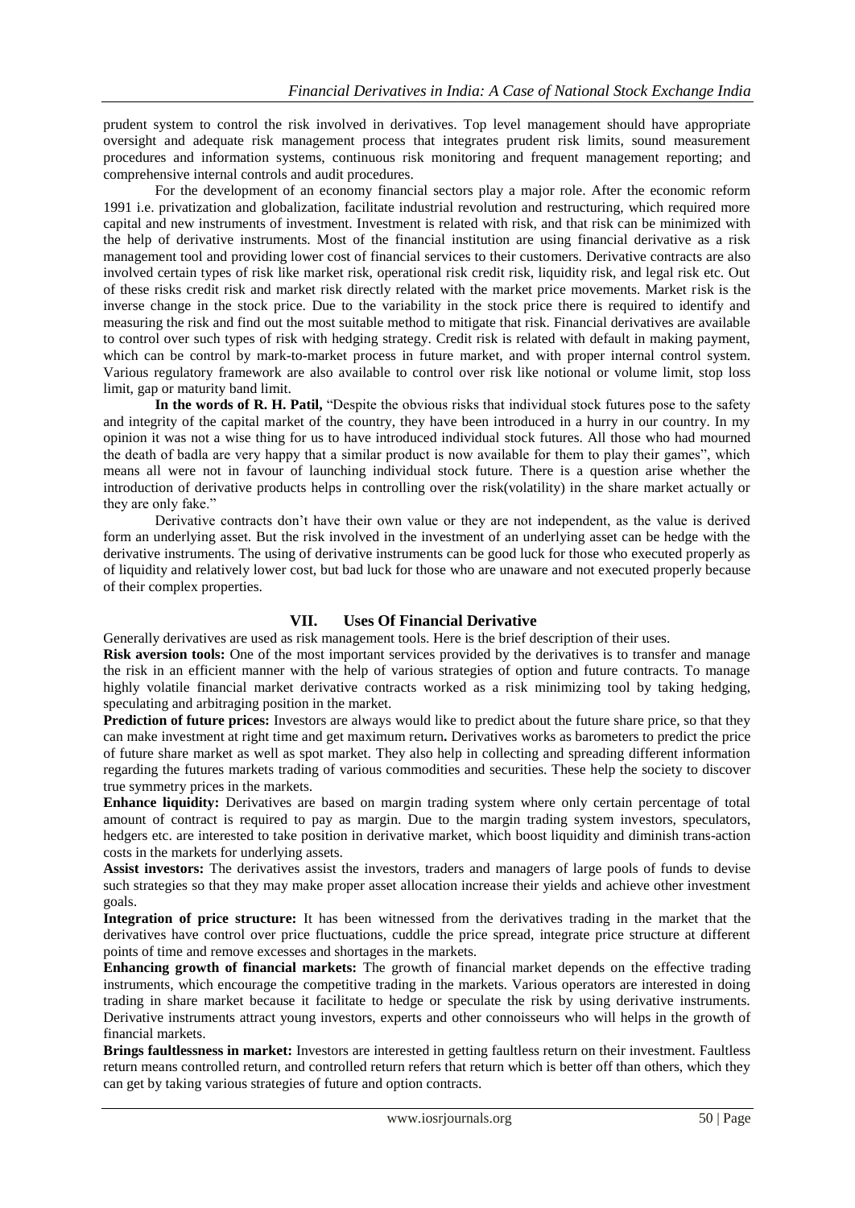prudent system to control the risk involved in derivatives. Top level management should have appropriate oversight and adequate risk management process that integrates prudent risk limits, sound measurement procedures and information systems, continuous risk monitoring and frequent management reporting; and comprehensive internal controls and audit procedures.

For the development of an economy financial sectors play a major role. After the economic reform 1991 i.e. privatization and globalization, facilitate industrial revolution and restructuring, which required more capital and new instruments of investment. Investment is related with risk, and that risk can be minimized with the help of derivative instruments. Most of the financial institution are using financial derivative as a risk management tool and providing lower cost of financial services to their customers. Derivative contracts are also involved certain types of risk like market risk, operational risk credit risk, liquidity risk, and legal risk etc. Out of these risks credit risk and market risk directly related with the market price movements. Market risk is the inverse change in the stock price. Due to the variability in the stock price there is required to identify and measuring the risk and find out the most suitable method to mitigate that risk. Financial derivatives are available to control over such types of risk with hedging strategy. Credit risk is related with default in making payment, which can be control by mark-to-market process in future market, and with proper internal control system. Various regulatory framework are also available to control over risk like notional or volume limit, stop loss limit, gap or maturity band limit.

**In the words of R. H. Patil,** "Despite the obvious risks that individual stock futures pose to the safety and integrity of the capital market of the country, they have been introduced in a hurry in our country. In my opinion it was not a wise thing for us to have introduced individual stock futures. All those who had mourned the death of badla are very happy that a similar product is now available for them to play their games", which means all were not in favour of launching individual stock future. There is a question arise whether the introduction of derivative products helps in controlling over the risk(volatility) in the share market actually or they are only fake."

Derivative contracts don't have their own value or they are not independent, as the value is derived form an underlying asset. But the risk involved in the investment of an underlying asset can be hedge with the derivative instruments. The using of derivative instruments can be good luck for those who executed properly as of liquidity and relatively lower cost, but bad luck for those who are unaware and not executed properly because of their complex properties.

## VII. Uses Of Financial Derivative

Generally derivatives are used as risk management tools. Here is the brief description of their uses.

**Risk aversion tools:** One of the most important services provided by the derivatives is to transfer and manage the risk in an efficient manner with the help of various strategies of option and future contracts. To manage highly volatile financial market derivative contracts worked as a risk minimizing tool by taking hedging, speculating and arbitraging position in the market.

**Prediction of future prices:** Investors are always would like to predict about the future share price, so that they can make investment at right time and get maximum return**.** Derivatives works as barometers to predict the price of future share market as well as spot market. They also help in collecting and spreading different information regarding the futures markets trading of various commodities and securities. These help the society to discover true symmetry prices in the markets.

**Enhance liquidity:** Derivatives are based on margin trading system where only certain percentage of total amount of contract is required to pay as margin. Due to the margin trading system investors, speculators, hedgers etc. are interested to take position in derivative market, which boost liquidity and diminish trans-action costs in the markets for underlying assets.

**Assist investors:** The derivatives assist the investors, traders and managers of large pools of funds to devise such strategies so that they may make proper asset allocation increase their yields and achieve other investment goals.

**Integration of price structure:** It has been witnessed from the derivatives trading in the market that the derivatives have control over price fluctuations, cuddle the price spread, integrate price structure at different points of time and remove excesses and shortages in the markets.

**Enhancing growth of financial markets:** The growth of financial market depends on the effective trading instruments, which encourage the competitive trading in the markets. Various operators are interested in doing trading in share market because it facilitate to hedge or speculate the risk by using derivative instruments. Derivative instruments attract young investors, experts and other connoisseurs who will helps in the growth of financial markets.

**Brings faultlessness in market:** Investors are interested in getting faultless return on their investment. Faultless return means controlled return, and controlled return refers that return which is better off than others, which they can get by taking various strategies of future and option contracts.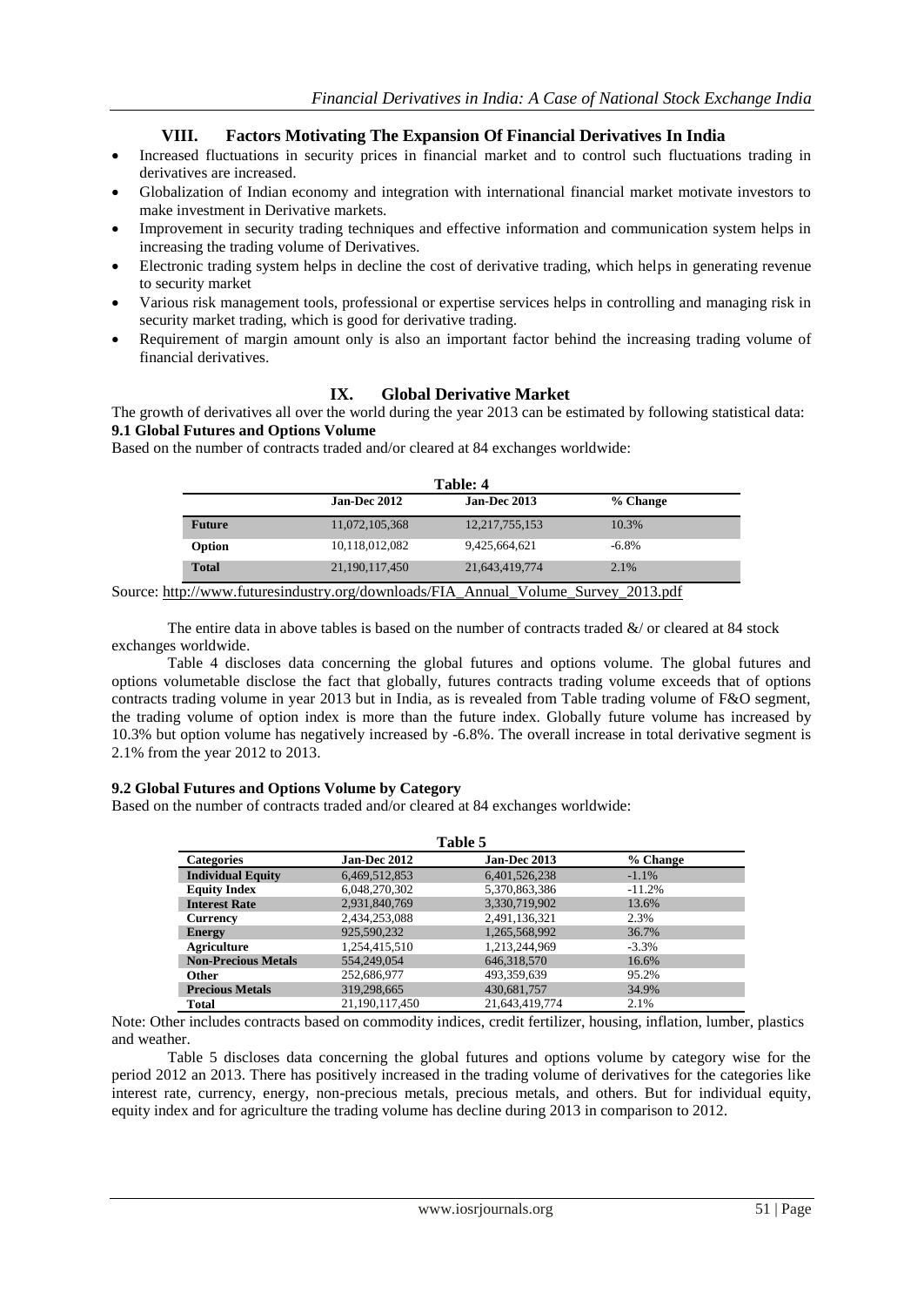## VIII. Factors Motivating The Expansion Of Financial Derivatives In India

- Increased fluctuations in security prices in financial market and to control such fluctuations trading in derivatives are increased.
- Globalization of Indian economy and integration with international financial market motivate investors to make investment in Derivative markets.
- Improvement in security trading techniques and effective information and communication system helps in increasing the trading volume of Derivatives.
- Electronic trading system helps in decline the cost of derivative trading, which helps in generating revenue to security market
- Various risk management tools, professional or expertise services helps in controlling and managing risk in security market trading, which is good for derivative trading.
- Requirement of margin amount only is also an important factor behind the increasing trading volume of financial derivatives.

## IX. Global Derivative Market

The growth of derivatives all over the world during the year 2013 can be estimated by following statistical data:

**9.1 Global Futures and Options Volume**

Based on the number of contracts traded and/or cleared at 84 exchanges worldwide:

**Table: 4**

| | Jan-Dec 2012 | Jan-Dec 2013 | % Change |
|---|---|---|---|
| **Future** | 11,072,105,368 | 12,217,755,153 | 10.3% |
| **Option** | 10,118,012,082 | 9,425,664,621 | -6.8% |
| **Total** | 21,190,117,450 | 21,643,419,774 | 2.1% |

Source: http://www.futuresindustry.org/downloads/FIA_Annual_Volume_Survey_2013.pdf

The entire data in above tables is based on the number of contracts traded &/ or cleared at 84 stock exchanges worldwide.

Table 4 discloses data concerning the global futures and options volume. The global futures and options volumetable disclose the fact that globally, futures contracts trading volume exceeds that of options contracts trading volume in year 2013 but in India, as is revealed from Table trading volume of F&O segment, the trading volume of option index is more than the future index. Globally future volume has increased by 10.3% but option volume has negatively increased by -6.8%. The overall increase in total derivative segment is 2.1% from the year 2012 to 2013.

**9.2 Global Futures and Options Volume by Category**

Based on the number of contracts traded and/or cleared at 84 exchanges worldwide:

**Table 5**

| Categories | Jan-Dec 2012 | Jan-Dec 2013 | % Change |
|---|---|---|---|
| **Individual Equity** | 6,469,512,853 | 6,401,526,238 | -1.1% |
| **Equity Index** | 6,048,270,302 | 5,370,863,386 | -11.2% |
| **Interest Rate** | 2,931,840,769 | 3,330,719,902 | 13.6% |
| **Currency** | 2,434,253,088 | 2,491,136,321 | 2.3% |
| **Energy** | 925,590,232 | 1,265,568,992 | 36.7% |
| **Agriculture** | 1,254,415,510 | 1,213,244,969 | -3.3% |
| **Non-Precious Metals** | 554,249,054 | 646,318,570 | 16.6% |
| **Other** | 252,686,977 | 493,359,639 | 95.2% |
| **Precious Metals** | 319,298,665 | 430,681,757 | 34.9% |
| **Total** | 21,190,117,450 | 21,643,419,774 | 2.1% |

Note: Other includes contracts based on commodity indices, credit fertilizer, housing, inflation, lumber, plastics and weather.

Table 5 discloses data concerning the global futures and options volume by category wise for the period 2012 an 2013. There has positively increased in the trading volume of derivatives for the categories like interest rate, currency, energy, non-precious metals, precious metals, and others. But for individual equity, equity index and for agriculture the trading volume has decline during 2013 in comparison to 2012.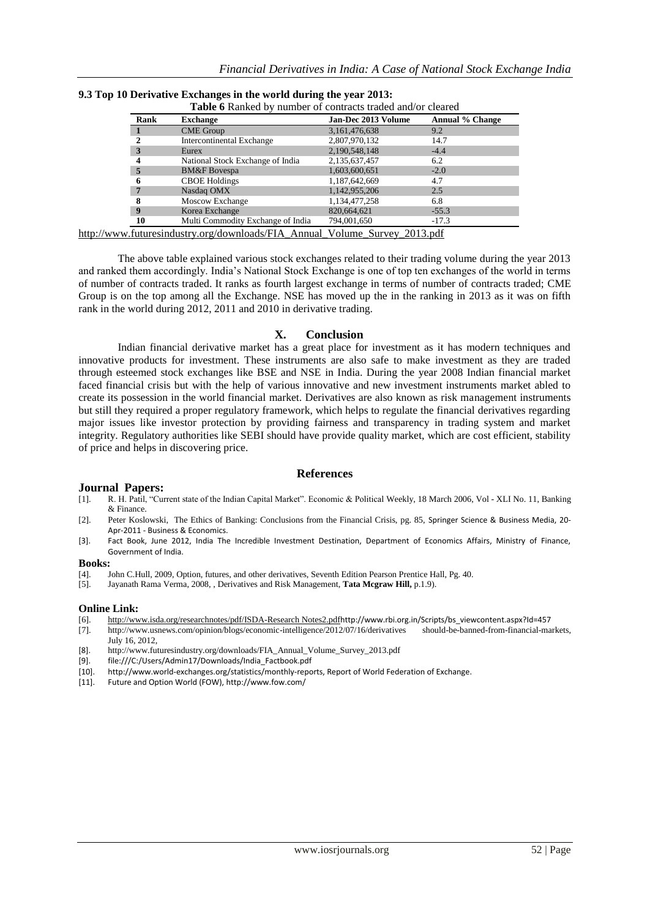### 9.3 Top 10 Derivative Exchanges in the world during the year 2013:

**Table 6** Ranked by number of contracts traded and/or cleared

| Rank | Exchange | Jan-Dec 2013 Volume | Annual % Change |
|---|---|---|---|
| 1 | CME Group | 3,161,476,638 | 9.2 |
| 2 | Intercontinental Exchange | 2,807,970,132 | 14.7 |
| 3 | Eurex | 2,190,548,148 | -4.4 |
| 4 | National Stock Exchange of India | 2,135,637,457 | 6.2 |
| 5 | BM&F Bovespa | 1,603,600,651 | -2.0 |
| 6 | CBOE Holdings | 1,187,642,669 | 4.7 |
| 7 | Nasdaq OMX | 1,142,955,206 | 2.5 |
| 8 | Moscow Exchange | 1,134,477,258 | 6.8 |
| 9 | Korea Exchange | 820,664,621 | -55.3 |
| 10 | Multi Commodity Exchange of India | 794,001,650 | -17.3 |

http://www.futuresindustry.org/downloads/FIA_Annual_Volume_Survey_2013.pdf

The above table explained various stock exchanges related to their trading volume during the year 2013 and ranked them accordingly. India's National Stock Exchange is one of top ten exchanges of the world in terms of number of contracts traded. It ranks as fourth largest exchange in terms of number of contracts traded; CME Group is on the top among all the Exchange. NSE has moved up the in the ranking in 2013 as it was on fifth rank in the world during 2012, 2011 and 2010 in derivative trading.

## X. Conclusion

Indian financial derivative market has a great place for investment as it has modern techniques and innovative products for investment. These instruments are also safe to make investment as they are traded through esteemed stock exchanges like BSE and NSE in India. During the year 2008 Indian financial market faced financial crisis but with the help of various innovative and new investment instruments market abled to create its possession in the world financial market. Derivatives are also known as risk management instruments but still they required a proper regulatory framework, which helps to regulate the financial derivatives regarding major issues like investor protection by providing fairness and transparency in trading system and market integrity. Regulatory authorities like SEBI should have provide quality market, which are cost efficient, stability of price and helps in discovering price.

## References

### Journal Papers:

[1]. R. H. Patil, "Current state of the Indian Capital Market". Economic & Political Weekly, 18 March 2006, Vol - XLI No. 11, Banking & Finance.

[2]. Peter Koslowski, The Ethics of Banking: Conclusions from the Financial Crisis, pg. 85, Springer Science & Business Media, 20-Apr-2011 - Business & Economics.

[3]. Fact Book, June 2012, India The Incredible Investment Destination, Department of Economics Affairs, Ministry of Finance, Government of India.

### Books:

[4]. John C.Hull, 2009, Option, futures, and other derivatives, Seventh Edition Pearson Prentice Hall, Pg. 40.

[5]. Jayanath Rama Verma, 2008, , Derivatives and Risk Management, **Tata Mcgraw Hill,** p.1.9).

### Online Link:

[6]. http://www.isda.org/researchnotes/pdf/ISDA-Research Notes2.pdfhttp://www.rbi.org.in/Scripts/bs_viewcontent.aspx?Id=457

[7]. http://www.usnews.com/opinion/blogs/economic-intelligence/2012/07/16/derivatives should-be-banned-from-financial-markets, July 16, 2012,

[8]. http://www.futuresindustry.org/downloads/FIA_Annual_Volume_Survey_2013.pdf

[9]. file:///C:/Users/Admin17/Downloads/India_Factbook.pdf

[10]. http://www.world-exchanges.org/statistics/monthly-reports, Report of World Federation of Exchange.

[11]. Future and Option World (FOW), http://www.fow.com/